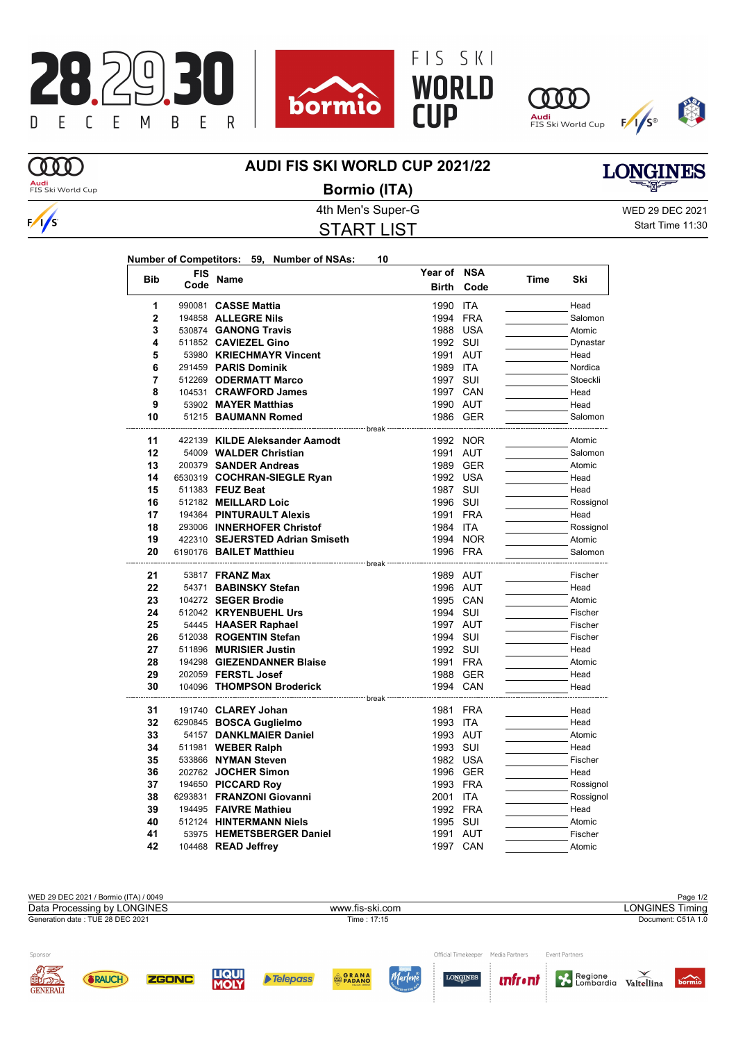# AUDI FIS SKI WORLD CUP 2021/22

## Bormio (ITA)

4th Men's Super-G

WED 29 DEC 2021

## START LIST

Start Time 11:30

**Number of Competitors: 59, Number of NSAs: 10**

| Bib | FIS Code | Name | Year of Birth | NSA Code | Time | Ski |
|---|---|---|---|---|---|---|
| 1 | 990081 | **CASSE Mattia** | 1990 | ITA | | Head |
| 2 | 194858 | **ALLEGRE Nils** | 1994 | FRA | | Salomon |
| 3 | 530874 | **GANONG Travis** | 1988 | USA | | Atomic |
| 4 | 511852 | **CAVIEZEL Gino** | 1992 | SUI | | Dynastar |
| 5 | 53980 | **KRIECHMAYR Vincent** | 1991 | AUT | | Head |
| 6 | 291459 | **PARIS Dominik** | 1989 | ITA | | Nordica |
| 7 | 512269 | **ODERMATT Marco** | 1997 | SUI | | Stoeckli |
| 8 | 104531 | **CRAWFORD James** | 1997 | CAN | | Head |
| 9 | 53902 | **MAYER Matthias** | 1990 | AUT | | Head |
| 10 | 51215 | **BAUMANN Romed** | 1986 | GER | | Salomon |
| | | break | | | | |
| 11 | 422139 | **KILDE Aleksander Aamodt** | 1992 | NOR | | Atomic |
| 12 | 54009 | **WALDER Christian** | 1991 | AUT | | Salomon |
| 13 | 200379 | **SANDER Andreas** | 1989 | GER | | Atomic |
| 14 | 6530319 | **COCHRAN-SIEGLE Ryan** | 1992 | USA | | Head |
| 15 | 511383 | **FEUZ Beat** | 1987 | SUI | | Head |
| 16 | 512182 | **MEILLARD Loic** | 1996 | SUI | | Rossignol |
| 17 | 194364 | **PINTURAULT Alexis** | 1991 | FRA | | Head |
| 18 | 293006 | **INNERHOFER Christof** | 1984 | ITA | | Rossignol |
| 19 | 422310 | **SEJERSTED Adrian Smiseth** | 1994 | NOR | | Atomic |
| 20 | 6190176 | **BAILET Matthieu** | 1996 | FRA | | Salomon |
| | | break | | | | |
| 21 | 53817 | **FRANZ Max** | 1989 | AUT | | Fischer |
| 22 | 54371 | **BABINSKY Stefan** | 1996 | AUT | | Head |
| 23 | 104272 | **SEGER Brodie** | 1995 | CAN | | Atomic |
| 24 | 512042 | **KRYENBUEHL Urs** | 1994 | SUI | | Fischer |
| 25 | 54445 | **HAASER Raphael** | 1997 | AUT | | Fischer |
| 26 | 512038 | **ROGENTIN Stefan** | 1994 | SUI | | Fischer |
| 27 | 511896 | **MURISIER Justin** | 1992 | SUI | | Head |
| 28 | 194298 | **GIEZENDANNER Blaise** | 1991 | FRA | | Atomic |
| 29 | 202059 | **FERSTL Josef** | 1988 | GER | | Head |
| 30 | 104096 | **THOMPSON Broderick** | 1994 | CAN | | Head |
| | | break | | | | |
| 31 | 191740 | **CLAREY Johan** | 1981 | FRA | | Head |
| 32 | 6290845 | **BOSCA Guglielmo** | 1993 | ITA | | Head |
| 33 | 54157 | **DANKLMAIER Daniel** | 1993 | AUT | | Atomic |
| 34 | 511981 | **WEBER Ralph** | 1993 | SUI | | Head |
| 35 | 533866 | **NYMAN Steven** | 1982 | USA | | Fischer |
| 36 | 202762 | **JOCHER Simon** | 1996 | GER | | Head |
| 37 | 194650 | **PICCARD Roy** | 1993 | FRA | | Rossignol |
| 38 | 6293831 | **FRANZONI Giovanni** | 2001 | ITA | | Rossignol |
| 39 | 194495 | **FAIVRE Mathieu** | 1992 | FRA | | Head |
| 40 | 512124 | **HINTERMANN Niels** | 1995 | SUI | | Atomic |
| 41 | 53975 | **HEMETSBERGER Daniel** | 1991 | AUT | | Fischer |
| 42 | 104468 | **READ Jeffrey** | 1997 | CAN | | Atomic |

WED 29 DEC 2021 / Bormio (ITA) / 0049

Data Processing by LONGINES — www.fis-ski.com — LONGINES Timing

Generation date : TUE 28 DEC 2021 — Time : 17:15 — Document: C51A 1.0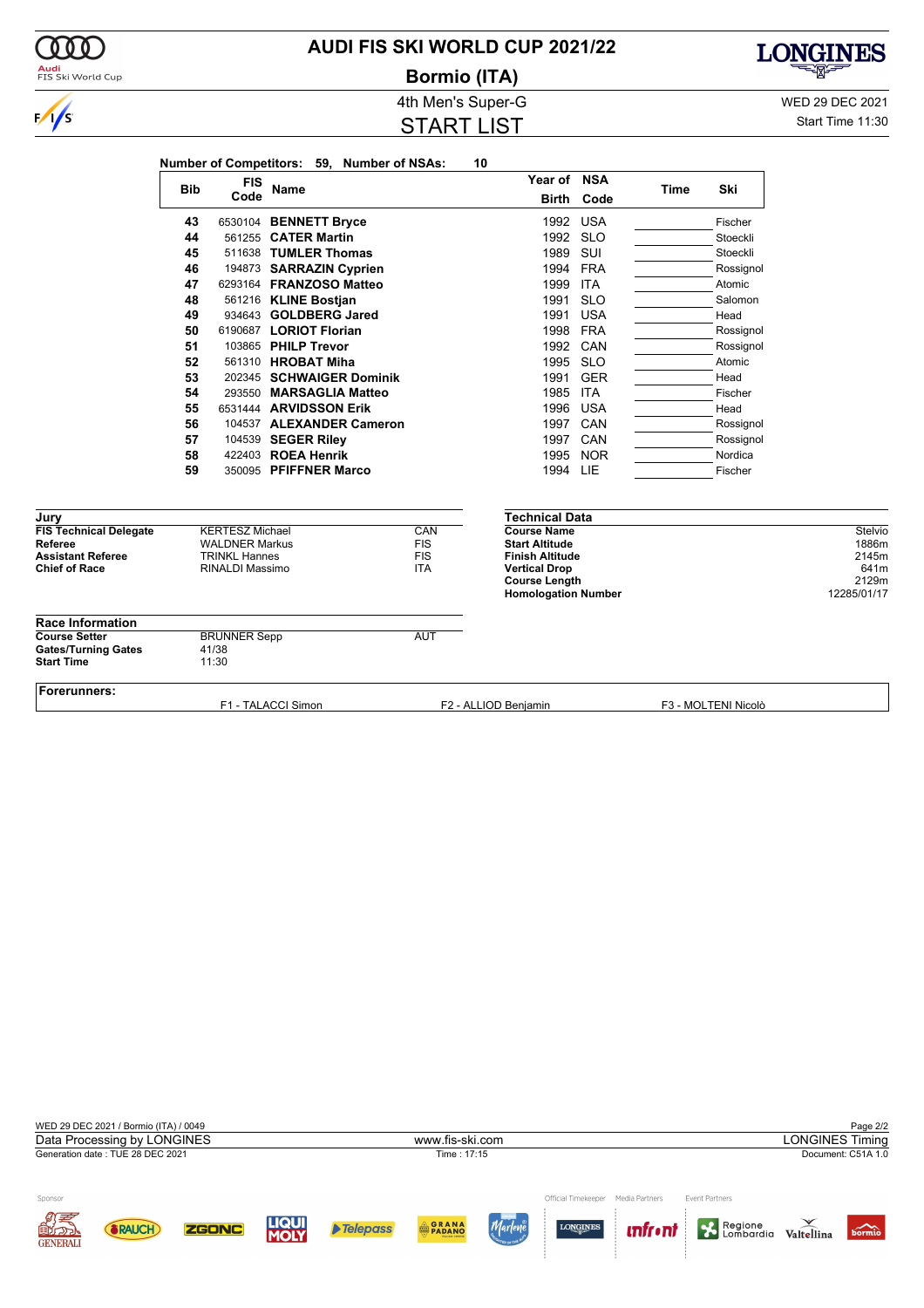# AUDI FIS SKI WORLD CUP 2021/22

## Bormio (ITA)

4th Men's Super-G

WED 29 DEC 2021

## START LIST

Start Time 11:30

Number of Competitors: 59, Number of NSAs: 10

| Bib | FIS Code | Name | Year of Birth | NSA Code | Time | Ski |
|---|---|---|---|---|---|---|
| 43 | 6530104 | **BENNETT Bryce** | 1992 | USA | | Fischer |
| 44 | 561255 | **CATER Martin** | 1992 | SLO | | Stoeckli |
| 45 | 511638 | **TUMLER Thomas** | 1989 | SUI | | Stoeckli |
| 46 | 194873 | **SARRAZIN Cyprien** | 1994 | FRA | | Rossignol |
| 47 | 6293164 | **FRANZOSO Matteo** | 1999 | ITA | | Atomic |
| 48 | 561216 | **KLINE Bostjan** | 1991 | SLO | | Salomon |
| 49 | 934643 | **GOLDBERG Jared** | 1991 | USA | | Head |
| 50 | 6190687 | **LORIOT Florian** | 1998 | FRA | | Rossignol |
| 51 | 103865 | **PHILP Trevor** | 1992 | CAN | | Rossignol |
| 52 | 561310 | **HROBAT Miha** | 1995 | SLO | | Atomic |
| 53 | 202345 | **SCHWAIGER Dominik** | 1991 | GER | | Head |
| 54 | 293550 | **MARSAGLIA Matteo** | 1985 | ITA | | Fischer |
| 55 | 6531444 | **ARVIDSSON Erik** | 1996 | USA | | Head |
| 56 | 104537 | **ALEXANDER Cameron** | 1997 | CAN | | Rossignol |
| 57 | 104539 | **SEGER Riley** | 1997 | CAN | | Rossignol |
| 58 | 422403 | **ROEA Henrik** | 1995 | NOR | | Nordica |
| 59 | 350095 | **PFIFFNER Marco** | 1994 | LIE | | Fischer |

### Jury

| | | |
|---|---|---|
| **FIS Technical Delegate** | KERTESZ Michael | CAN |
| **Referee** | WALDNER Markus | FIS |
| **Assistant Referee** | TRINKL Hannes | FIS |
| **Chief of Race** | RINALDI Massimo | ITA |

### Technical Data

| | |
|---|---|
| **Course Name** | Stelvio |
| **Start Altitude** | 1886m |
| **Finish Altitude** | 2145m |
| **Vertical Drop** | 641m |
| **Course Length** | 2129m |
| **Homologation Number** | 12285/01/17 |

### Race Information

| | | |
|---|---|---|
| **Course Setter** | BRUNNER Sepp | AUT |
| **Gates/Turning Gates** | 41/38 | |
| **Start Time** | 11:30 | |

### Forerunners:

F1 - TALACCI Simon    F2 - ALLIOD Benjamin    F3 - MOLTENI Nicolò

WED 29 DEC 2021 / Bormio (ITA) / 0049

Data Processing by LONGINES    www.fis-ski.com    LONGINES Timing

Generation date : TUE 28 DEC 2021    Time : 17:15    Document: C51A 1.0